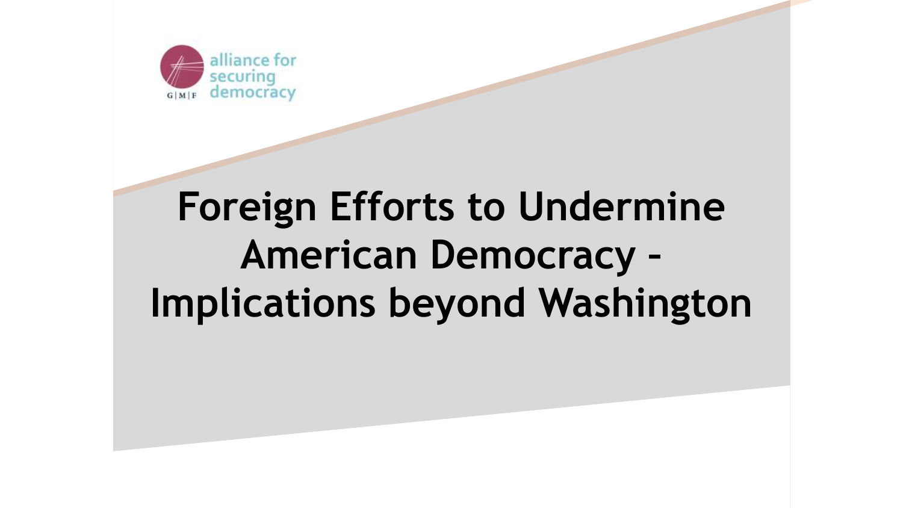alliance for securing democracy

G|M|F

# Foreign Efforts to Undermine American Democracy – Implications beyond Washington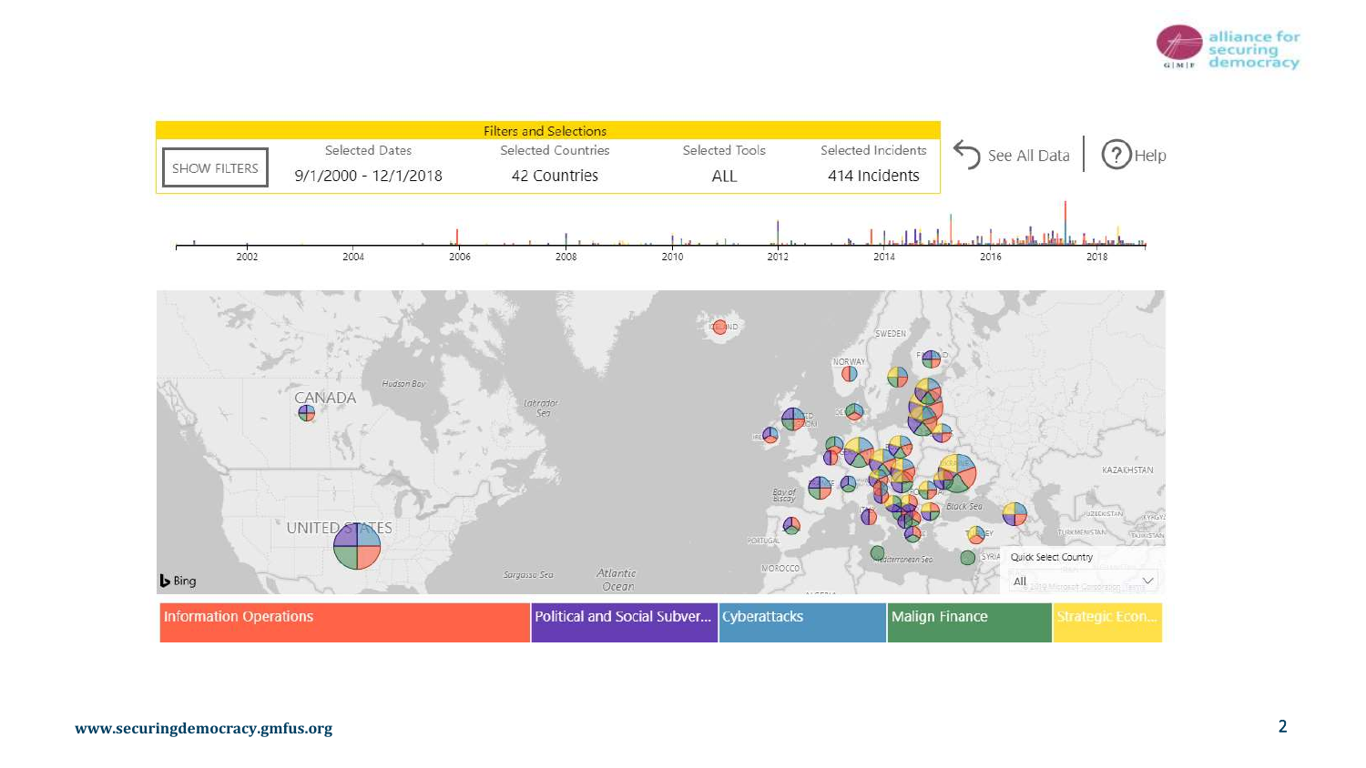| Filters and Selections | | | | |
| --- | --- | --- | --- | --- |
| SHOW FILTERS | Selected Dates | Selected Countries | Selected Tools | Selected Incidents |
| | 9/1/2000 - 12/1/2018 | 42 Countries | ALL | 414 Incidents |

See All Data | Help

2002 2004 2006 2008 2010 2012 2014 2016 2018

Quick Select Country: All

Information Operations | Political and Social Subver... | Cyberattacks | Malign Finance | Strategic Econ...

www.securingdemocracy.gmfus.org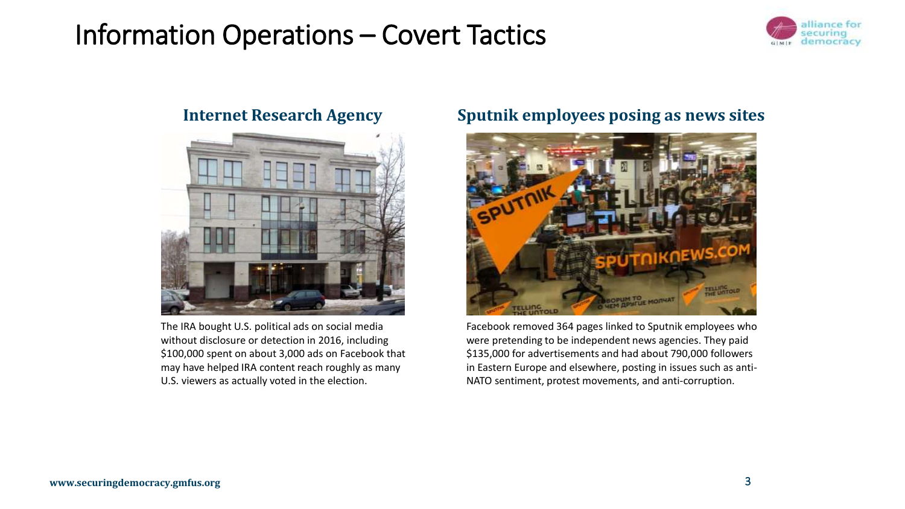# Information Operations – Covert Tactics

## Internet Research Agency

The IRA bought U.S. political ads on social media without disclosure or detection in 2016, including $100,000 spent on about 3,000 ads on Facebook that may have helped IRA content reach roughly as many U.S. viewers as actually voted in the election.

## Sputnik employees posing as news sites

Facebook removed 364 pages linked to Sputnik employees who were pretending to be independent news agencies. They paid $135,000 for advertisements and had about 790,000 followers in Eastern Europe and elsewhere, posting in issues such as anti-NATO sentiment, protest movements, and anti-corruption.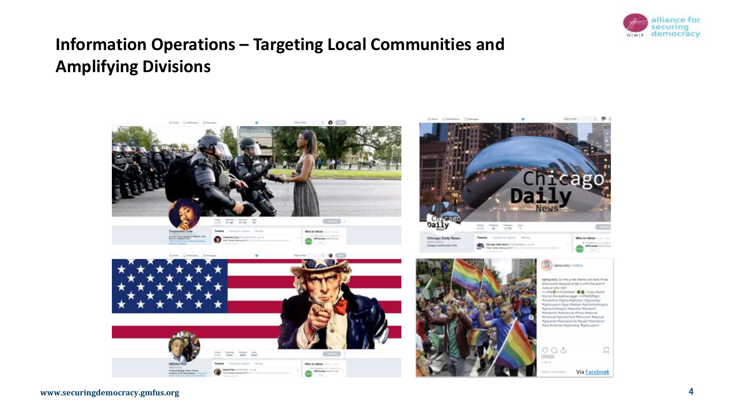# Information Operations – Targeting Local Communities and Amplifying Divisions

Via Facebook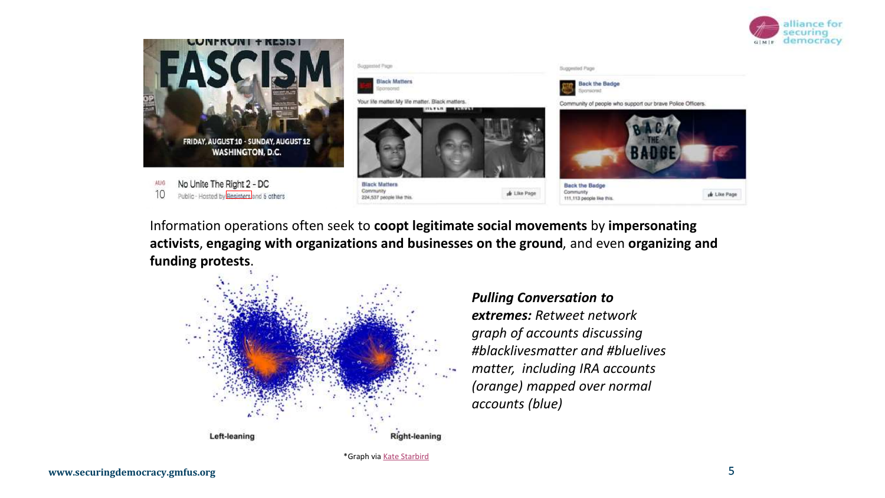Information operations often seek to **coopt legitimate social movements** by **impersonating activists**, **engaging with organizations and businesses on the ground**, and even **organizing and funding protests**.

***Pulling Conversation to extremes:*** *Retweet network graph of accounts discussing #blacklivesmatter and #bluelives matter, including IRA accounts (orange) mapped over normal accounts (blue)*

*Graph via Kate Starbird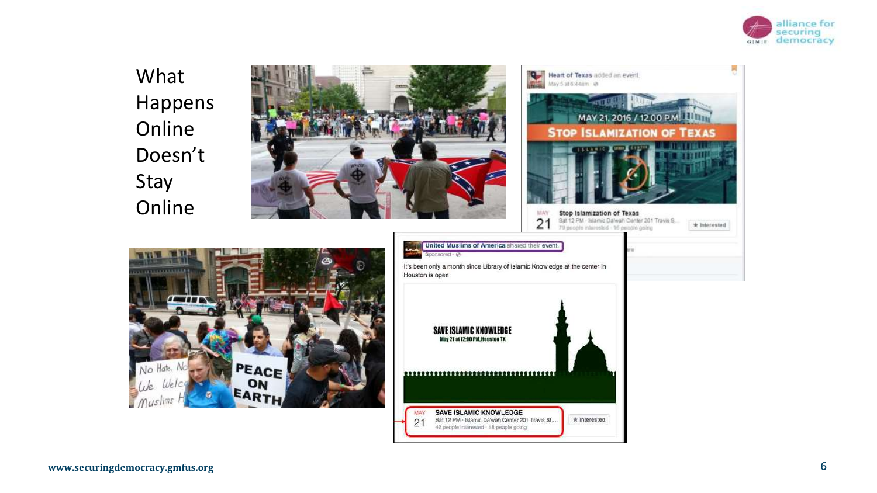# What Happens Online Doesn't Stay Online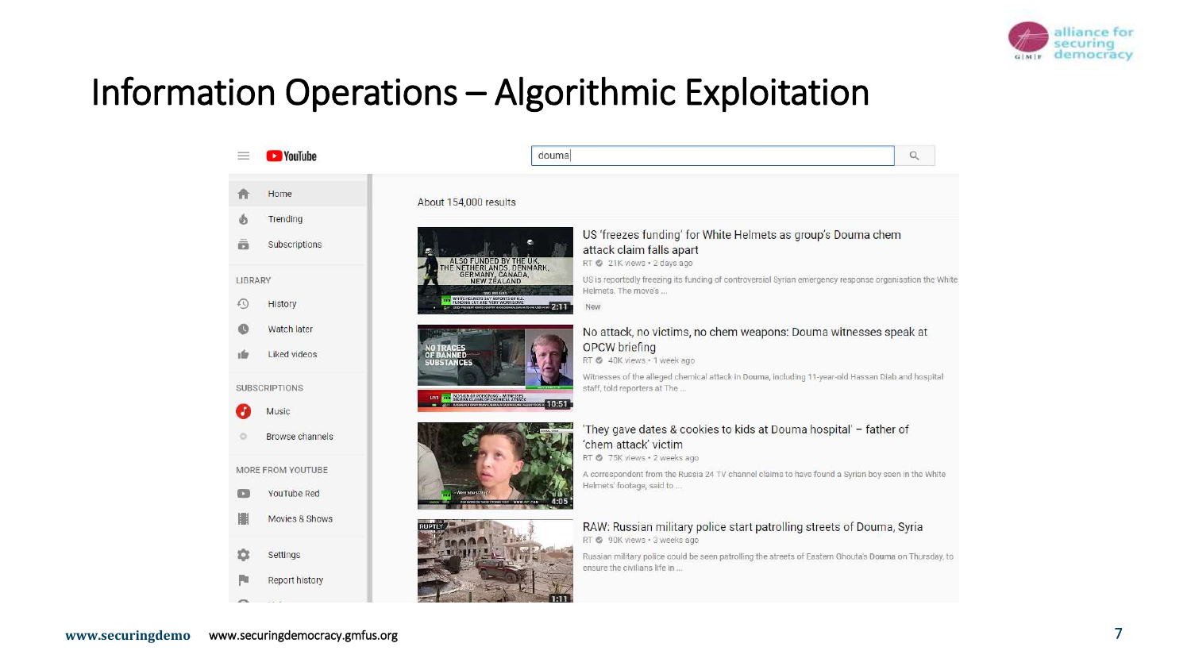# Information Operations – Algorithmic Exploitation

YouTube

douma

Home

Trending

Subscriptions

LIBRARY

History

Watch later

Liked videos

SUBSCRIPTIONS

Music

Browse channels

MORE FROM YOUTUBE

YouTube Red

Movies & Shows

Settings

Report history

About 154,000 results

**US 'freezes funding' for White Helmets as group's Douma chem attack claim falls apart**
RT • 21K views • 2 days ago
US is reportedly freezing its funding of controversial Syrian emergency response organisation the White Helmets. The move's ...
New

**No attack, no victims, no chem weapons: Douma witnesses speak at OPCW briefing**
RT • 40K views • 1 week ago
Witnesses of the alleged chemical attack in Douma, including 11-year-old Hassan Diab and hospital staff, told reporters at The ...

**'They gave dates & cookies to kids at Douma hospital' – father of 'chem attack' victim**
RT • 75K views • 2 weeks ago
A correspondent from the Russia 24 TV channel claims to have found a Syrian boy seen in the White Helmets' footage, said to ...

**RAW: Russian military police start patrolling streets of Douma, Syria**
RT • 90K views • 3 weeks ago
Russian military police could be seen patrolling the streets of Eastern Ghouta's Douma on Thursday, to ensure the civilians life in ...

www.securingdemocracy.gmfus.org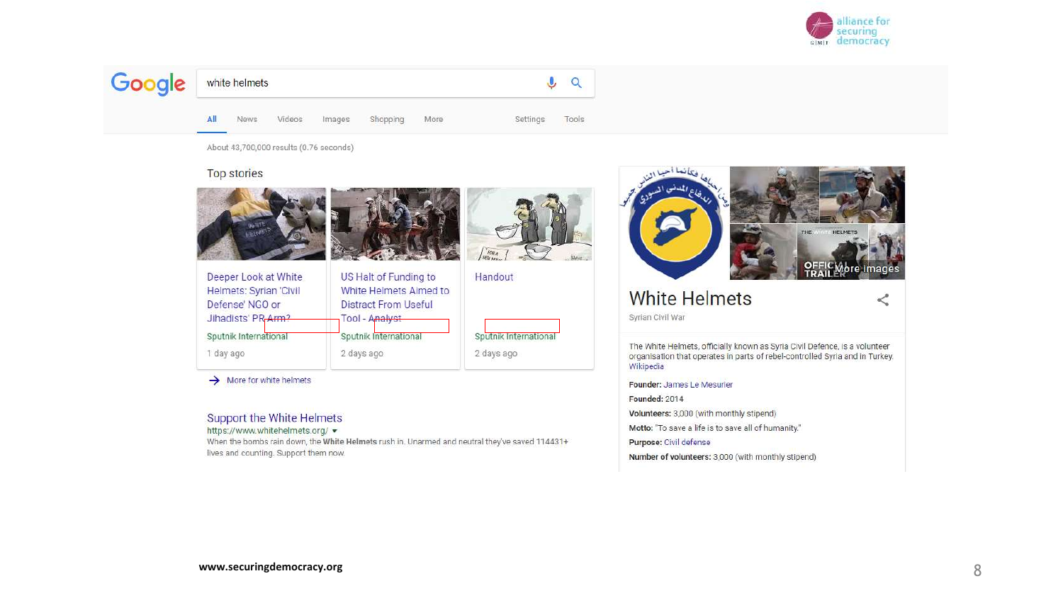Google

white helmets

All · News · Videos · Images · Shopping · More · Settings · Tools

About 43,700,000 results (0.76 seconds)

Top stories

Deeper Look at White Helmets: Syrian 'Civil Defense' NGO or Jihadists' PR Arm?
Sputnik International
1 day ago

US Halt of Funding to White Helmets Aimed to Distract From Useful Tool - Analyst
Sputnik International
2 days ago

Handout
Sputnik International
2 days ago

More for white helmets

Support the White Helmets
https://www.whitehelmets.org/
When the bombs rain down, the **White Helmets** rush in. Unarmed and neutral they've saved 114431+ lives and counting. Support them now.

More images

White Helmets
Syrian Civil War

The White Helmets, officially known as Syria Civil Defence, is a volunteer organisation that operates in parts of rebel-controlled Syria and in Turkey. Wikipedia

**Founder:** James Le Mesurier
**Founded:** 2014
**Volunteers:** 3,000 (with monthly stipend)
**Motto:** "To save a life is to save all of humanity."
**Purpose:** Civil defense
**Number of volunteers:** 3,000 (with monthly stipend)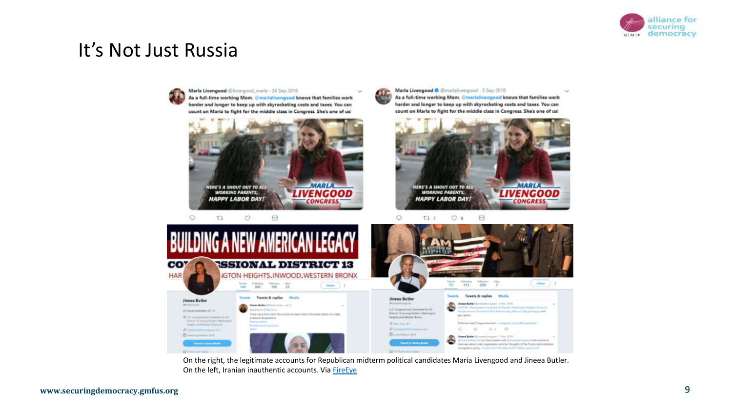# It's Not Just Russia

On the right, the legitimate accounts for Republican midterm political candidates Maria Livengood and Jineea Butler. On the left, Iranian inauthentic accounts. Via FireEye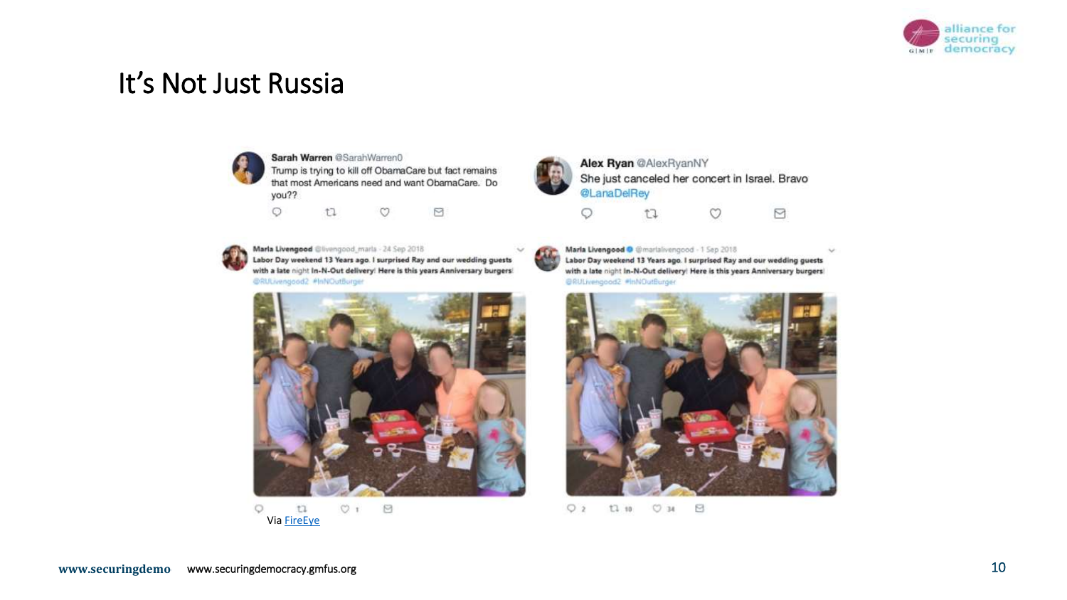# It's Not Just Russia

**Sarah Warren** @SarahWarren0
Trump is trying to kill off ObamaCare but fact remains that most Americans need and want ObamaCare. Do you??

**Alex Ryan** @AlexRyanNY
She just canceled her concert in Israel. Bravo @LanaDelRey

**Marla Livengood** @livengood_marla · 24 Sep 2018
Labor Day weekend 13 Years ago. I surprised Ray and our wedding guests with a late night In-N-Out delivery! Here is this years Anniversary burgers! @RULivengood2 #InNOutBurger

**Marla Livengood** @marlalivengood · 1 Sep 2018
Labor Day weekend 13 Years ago. I surprised Ray and our wedding guests with a late night In-N-Out delivery! Here is this years Anniversary burgers! @RULivengood2 #InNOutBurger

Via [FireEye](FireEye)

www.securingdemocracy.gmfus.org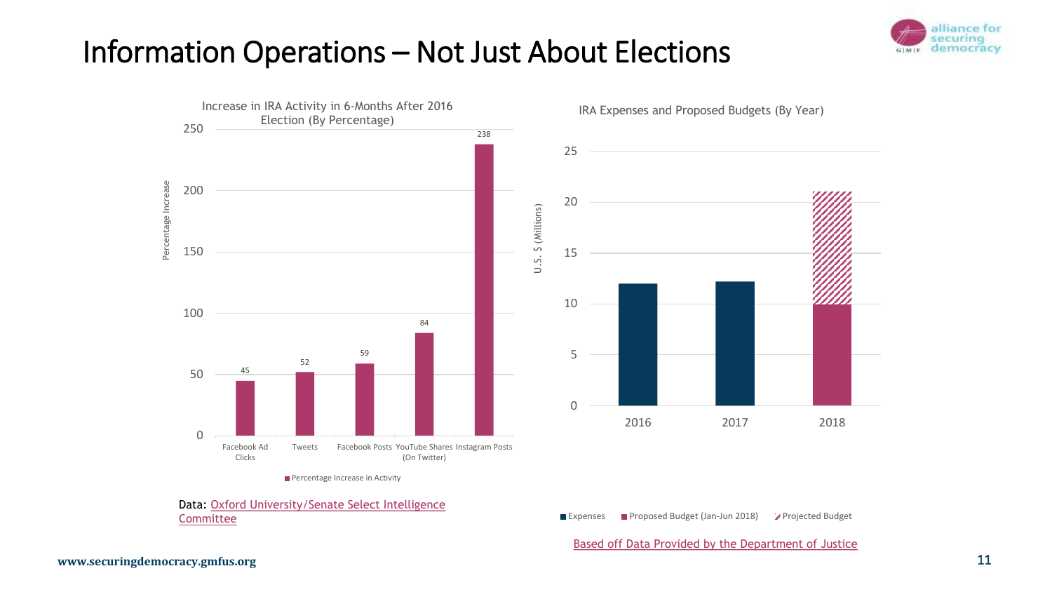# Information Operations – Not Just About Elections

Increase in IRA Activity in 6-Months After 2016 Election (By Percentage)

Percentage Increase

250
200
150
100
50
0

45
52
59
84
238

Facebook Ad Clicks
Tweets
Facebook Posts
YouTube Shares (On Twitter)
Instagram Posts

Percentage Increase in Activity

Data: Oxford University/Senate Select Intelligence Committee

IRA Expenses and Proposed Budgets (By Year)

U.S. $ (Millions)

25
20
15
10
5
0

2016
2017
2018

Expenses
Proposed Budget (Jan-Jun 2018)
Projected Budget

Based off Data Provided by the Department of Justice

www.securingdemocracy.gmfus.org